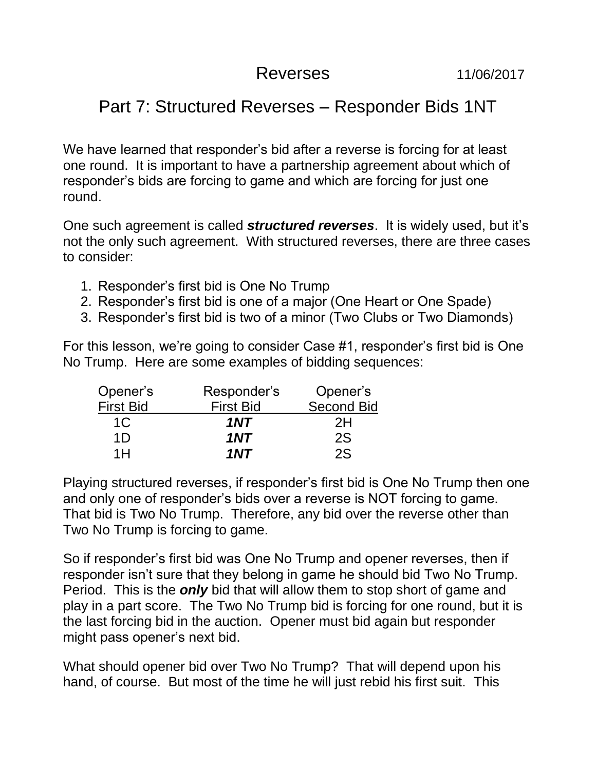# Reverses

11/06/2017

## Part 7: Structured Reverses – Responder Bids 1NT

We have learned that responder's bid after a reverse is forcing for at least one round. It is important to have a partnership agreement about which of responder's bids are forcing to game and which are forcing for just one round.

One such agreement is called ***structured reverses***. It is widely used, but it's not the only such agreement. With structured reverses, there are three cases to consider:

1. Responder's first bid is One No Trump
2. Responder's first bid is one of a major (One Heart or One Spade)
3. Responder's first bid is two of a minor (Two Clubs or Two Diamonds)

For this lesson, we're going to consider Case #1, responder's first bid is One No Trump. Here are some examples of bidding sequences:

| Opener's First Bid | Responder's First Bid | Opener's Second Bid |
|---|---|---|
| 1C | ***1NT*** | 2H |
| 1D | ***1NT*** | 2S |
| 1H | ***1NT*** | 2S |

Playing structured reverses, if responder's first bid is One No Trump then one and only one of responder's bids over a reverse is NOT forcing to game. That bid is Two No Trump. Therefore, any bid over the reverse other than Two No Trump is forcing to game.

So if responder's first bid was One No Trump and opener reverses, then if responder isn't sure that they belong in game he should bid Two No Trump. Period. This is the ***only*** bid that will allow them to stop short of game and play in a part score. The Two No Trump bid is forcing for one round, but it is the last forcing bid in the auction. Opener must bid again but responder might pass opener's next bid.

What should opener bid over Two No Trump? That will depend upon his hand, of course. But most of the time he will just rebid his first suit. This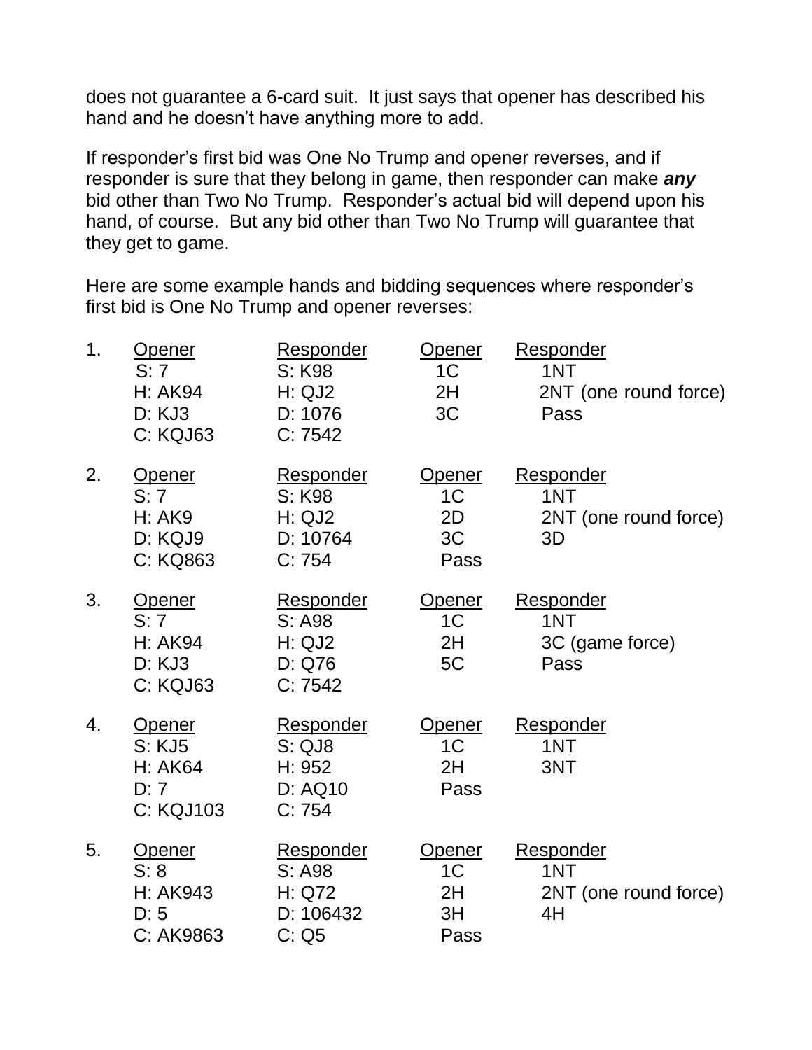does not guarantee a 6-card suit. It just says that opener has described his hand and he doesn't have anything more to add.

If responder's first bid was One No Trump and opener reverses, and if responder is sure that they belong in game, then responder can make ***any*** bid other than Two No Trump. Responder's actual bid will depend upon his hand, of course. But any bid other than Two No Trump will guarantee that they get to game.

Here are some example hands and bidding sequences where responder's first bid is One No Trump and opener reverses:

| | Opener | Responder | Opener | Responder |
|---|---|---|---|---|
| 1. | S: 7 | S: K98 | 1C | 1NT |
| | H: AK94 | H: QJ2 | 2H | 2NT (one round force) |
| | D: KJ3 | D: 1076 | 3C | Pass |
| | C: KQJ63 | C: 7542 | | |
| 2. | S: 7 | S: K98 | 1C | 1NT |
| | H: AK9 | H: QJ2 | 2D | 2NT (one round force) |
| | D: KQJ9 | D: 10764 | 3C | 3D |
| | C: KQ863 | C: 754 | Pass | |
| 3. | S: 7 | S: A98 | 1C | 1NT |
| | H: AK94 | H: QJ2 | 2H | 3C (game force) |
| | D: KJ3 | D: Q76 | 5C | Pass |
| | C: KQJ63 | C: 7542 | | |
| 4. | S: KJ5 | S: QJ8 | 1C | 1NT |
| | H: AK64 | H: 952 | 2H | 3NT |
| | D: 7 | D: AQ10 | Pass | |
| | C: KQJ103 | C: 754 | | |
| 5. | S: 8 | S: A98 | 1C | 1NT |
| | H: AK943 | H: Q72 | 2H | 2NT (one round force) |
| | D: 5 | D: 106432 | 3H | 4H |
| | C: AK9863 | C: Q5 | Pass | |